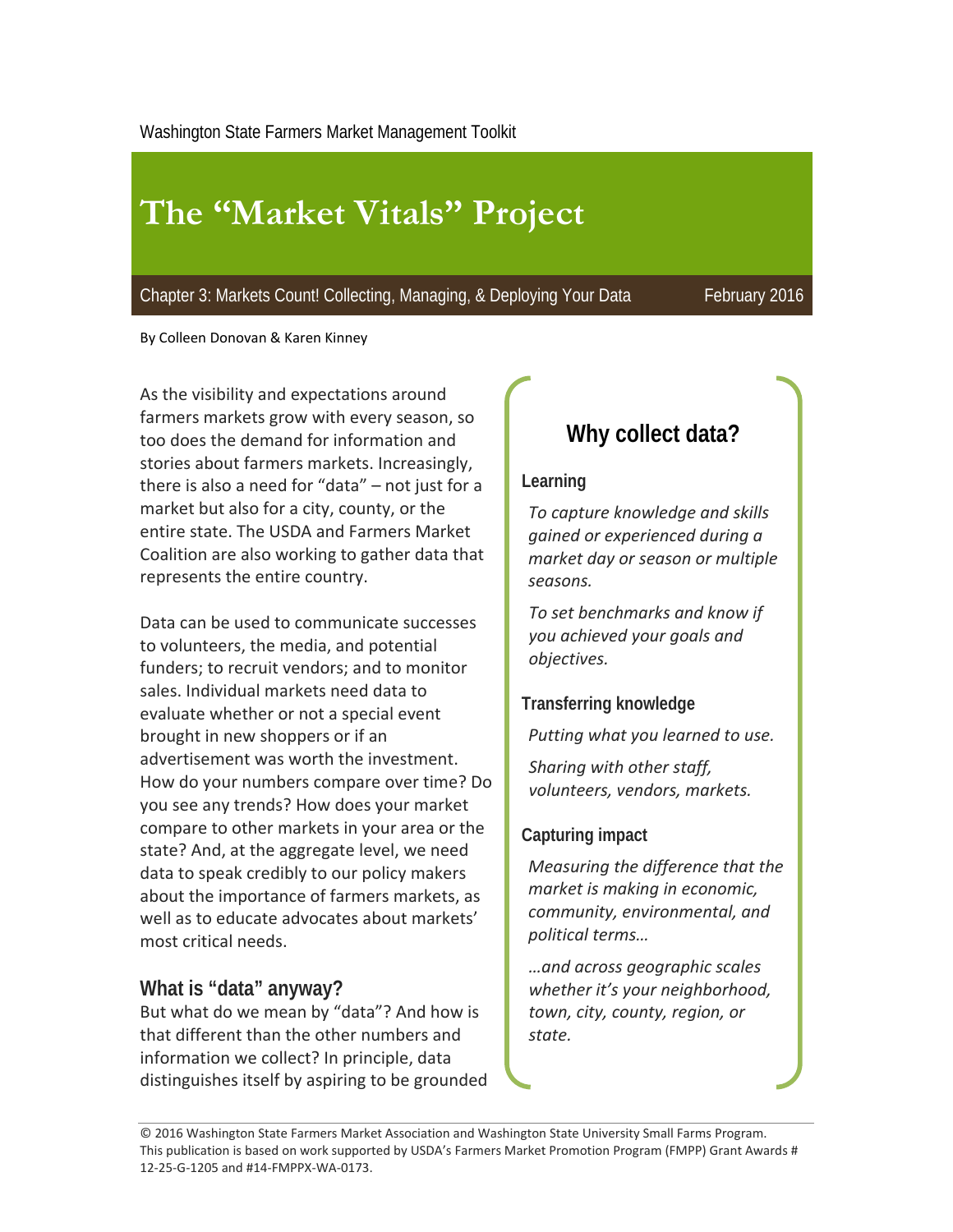Washington State Farmers Market Management Toolkit

# The "Market Vitals" Project

Chapter 3: Markets Count! Collecting, Managing, & Deploying Your Data — February 2016

By Colleen Donovan & Karen Kinney

As the visibility and expectations around farmers markets grow with every season, so too does the demand for information and stories about farmers markets. Increasingly, there is also a need for "data" – not just for a market but also for a city, county, or the entire state. The USDA and Farmers Market Coalition are also working to gather data that represents the entire country.

Data can be used to communicate successes to volunteers, the media, and potential funders; to recruit vendors; and to monitor sales. Individual markets need data to evaluate whether or not a special event brought in new shoppers or if an advertisement was worth the investment. How do your numbers compare over time? Do you see any trends? How does your market compare to other markets in your area or the state? And, at the aggregate level, we need data to speak credibly to our policy makers about the importance of farmers markets, as well as to educate advocates about markets' most critical needs.

## What is "data" anyway?

But what do we mean by "data"? And how is that different than the other numbers and information we collect? In principle, data distinguishes itself by aspiring to be grounded

## Why collect data?

### Learning

*To capture knowledge and skills gained or experienced during a market day or season or multiple seasons.*

*To set benchmarks and know if you achieved your goals and objectives.*

### Transferring knowledge

*Putting what you learned to use.*

*Sharing with other staff, volunteers, vendors, markets.*

### Capturing impact

*Measuring the difference that the market is making in economic, community, environmental, and political terms…*

*…and across geographic scales whether it's your neighborhood, town, city, county, region, or state.*

© 2016 Washington State Farmers Market Association and Washington State University Small Farms Program. This publication is based on work supported by USDA's Farmers Market Promotion Program (FMPP) Grant Awards # 12-25-G-1205 and #14-FMPPX-WA-0173.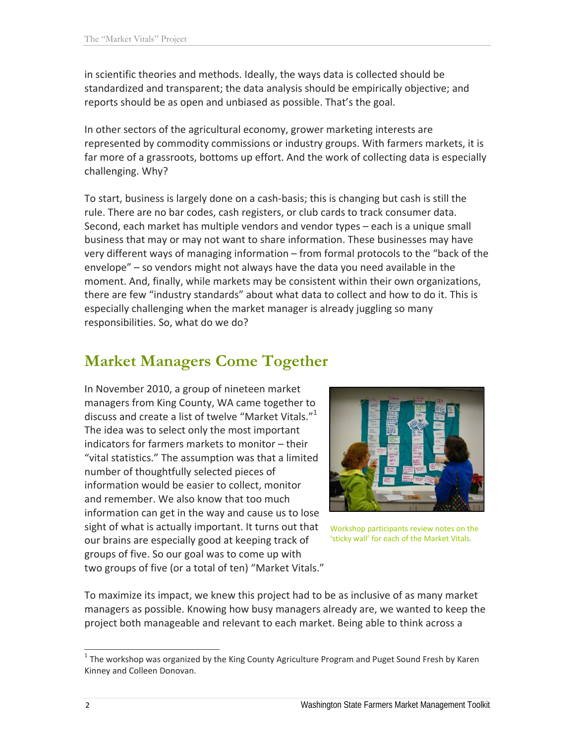in scientific theories and methods. Ideally, the ways data is collected should be standardized and transparent; the data analysis should be empirically objective; and reports should be as open and unbiased as possible. That's the goal.

In other sectors of the agricultural economy, grower marketing interests are represented by commodity commissions or industry groups. With farmers markets, it is far more of a grassroots, bottoms up effort. And the work of collecting data is especially challenging. Why?

To start, business is largely done on a cash-basis; this is changing but cash is still the rule. There are no bar codes, cash registers, or club cards to track consumer data. Second, each market has multiple vendors and vendor types – each is a unique small business that may or may not want to share information. These businesses may have very different ways of managing information – from formal protocols to the "back of the envelope" – so vendors might not always have the data you need available in the moment. And, finally, while markets may be consistent within their own organizations, there are few "industry standards" about what data to collect and how to do it. This is especially challenging when the market manager is already juggling so many responsibilities. So, what do we do?

## Market Managers Come Together

In November 2010, a group of nineteen market managers from King County, WA came together to discuss and create a list of twelve "Market Vitals."[1] The idea was to select only the most important indicators for farmers markets to monitor – their "vital statistics." The assumption was that a limited number of thoughtfully selected pieces of information would be easier to collect, monitor and remember. We also know that too much information can get in the way and cause us to lose sight of what is actually important. It turns out that our brains are especially good at keeping track of groups of five. So our goal was to come up with two groups of five (or a total of ten) "Market Vitals."

Workshop participants review notes on the 'sticky wall' for each of the Market Vitals.

To maximize its impact, we knew this project had to be as inclusive of as many market managers as possible. Knowing how busy managers already are, we wanted to keep the project both manageable and relevant to each market. Being able to think across a

[1] The workshop was organized by the King County Agriculture Program and Puget Sound Fresh by Karen Kinney and Colleen Donovan.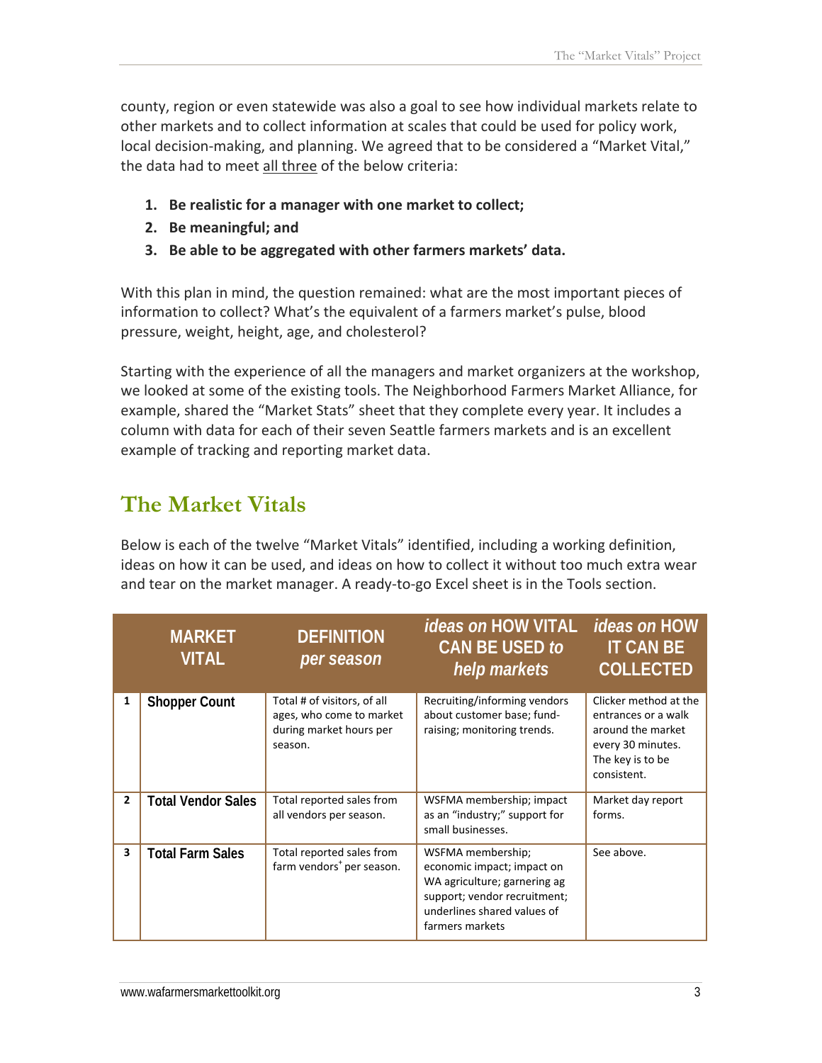county, region or even statewide was also a goal to see how individual markets relate to other markets and to collect information at scales that could be used for policy work, local decision-making, and planning. We agreed that to be considered a "Market Vital," the data had to meet all three of the below criteria:

1. **Be realistic for a manager with one market to collect;**
2. **Be meaningful; and**
3. **Be able to be aggregated with other farmers markets' data.**

With this plan in mind, the question remained: what are the most important pieces of information to collect? What's the equivalent of a farmers market's pulse, blood pressure, weight, height, age, and cholesterol?

Starting with the experience of all the managers and market organizers at the workshop, we looked at some of the existing tools. The Neighborhood Farmers Market Alliance, for example, shared the "Market Stats" sheet that they complete every year. It includes a column with data for each of their seven Seattle farmers markets and is an excellent example of tracking and reporting market data.

## The Market Vitals

Below is each of the twelve "Market Vitals" identified, including a working definition, ideas on how it can be used, and ideas on how to collect it without too much extra wear and tear on the market manager. A ready-to-go Excel sheet is in the Tools section.

| | MARKET VITAL | DEFINITION *per season* | *ideas on* HOW VITAL CAN BE USED *to help markets* | *ideas on* HOW IT CAN BE COLLECTED |
|---|---|---|---|---|
| 1 | **Shopper Count** | Total # of visitors, of all ages, who come to market during market hours per season. | Recruiting/informing vendors about customer base; fund-raising; monitoring trends. | Clicker method at the entrances or a walk around the market every 30 minutes. The key is to be consistent. |
| 2 | **Total Vendor Sales** | Total reported sales from all vendors per season. | WSFMA membership; impact as an "industry;" support for small businesses. | Market day report forms. |
| 3 | **Total Farm Sales** | Total reported sales from farm vendors+ per season. | WSFMA membership; economic impact; impact on WA agriculture; garnering ag support; vendor recruitment; underlines shared values of farmers markets | See above. |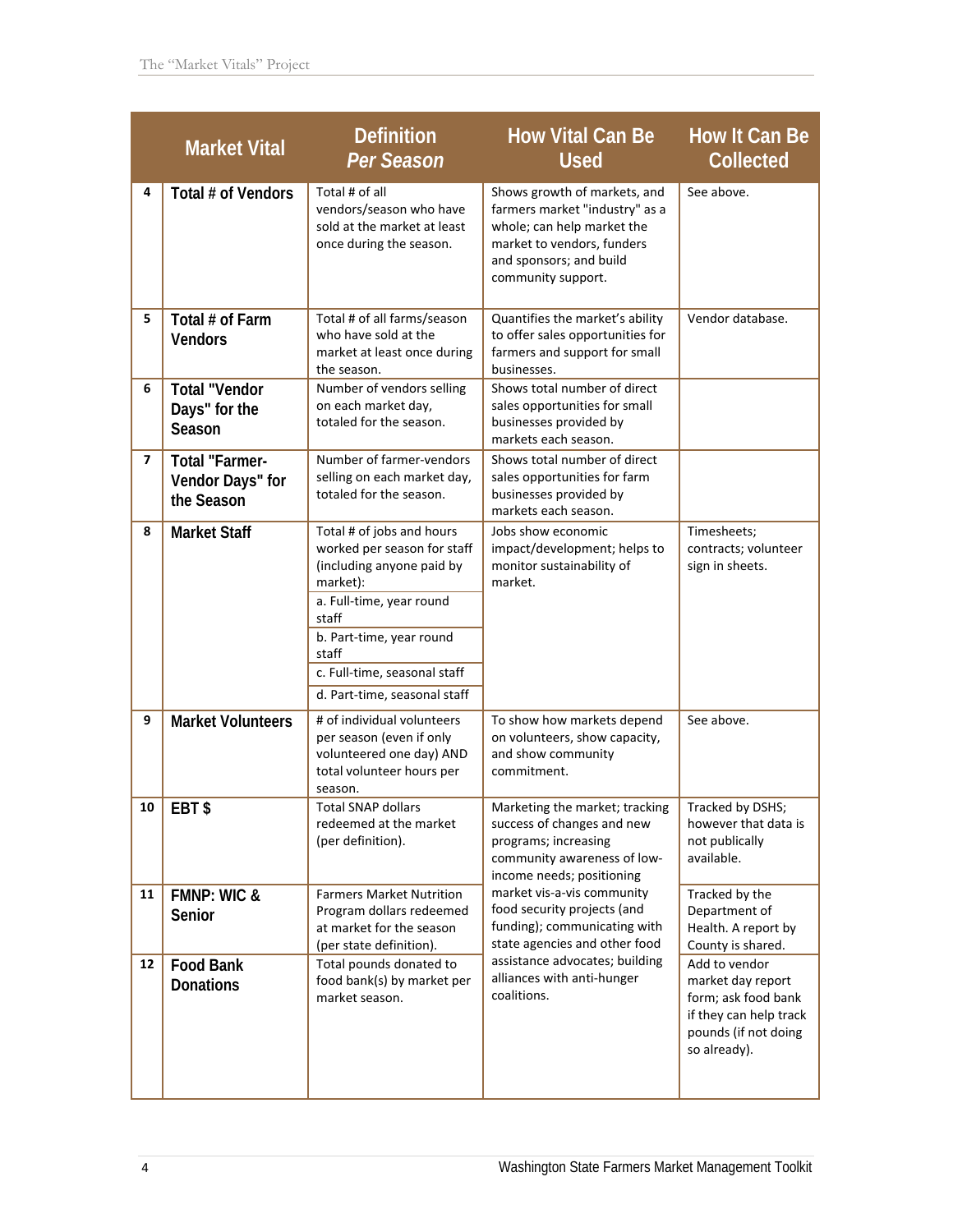| | Market Vital | Definition *Per Season* | How Vital Can Be Used | How It Can Be Collected |
|---|---|---|---|---|
| 4 | **Total # of Vendors** | Total # of all vendors/season who have sold at the market at least once during the season. | Shows growth of markets, and farmers market "industry" as a whole; can help market the market to vendors, funders and sponsors; and build community support. | See above. |
| 5 | **Total # of Farm Vendors** | Total # of all farms/season who have sold at the market at least once during the season. | Quantifies the market's ability to offer sales opportunities for farmers and support for small businesses. | Vendor database. |
| 6 | **Total "Vendor Days" for the Season** | Number of vendors selling on each market day, totaled for the season. | Shows total number of direct sales opportunities for small businesses provided by markets each season. | |
| 7 | **Total "Farmer-Vendor Days" for the Season** | Number of farmer-vendors selling on each market day, totaled for the season. | Shows total number of direct sales opportunities for farm businesses provided by markets each season. | |
| 8 | **Market Staff** | Total # of jobs and hours worked per season for staff (including anyone paid by market):<br>a. Full-time, year round staff<br>b. Part-time, year round staff<br>c. Full-time, seasonal staff<br>d. Part-time, seasonal staff | Jobs show economic impact/development; helps to monitor sustainability of market. | Timesheets; contracts; volunteer sign in sheets. |
| 9 | **Market Volunteers** | # of individual volunteers per season (even if only volunteered one day) AND total volunteer hours per season. | To show how markets depend on volunteers, show capacity, and show community commitment. | See above. |
| 10 | **EBT $** | Total SNAP dollars redeemed at the market (per definition). | Marketing the market; tracking success of changes and new programs; increasing community awareness of low-income needs; positioning market vis-a-vis community food security projects (and funding); communicating with state agencies and other food assistance advocates; building alliances with anti-hunger coalitions. | Tracked by DSHS; however that data is not publically available. |
| 11 | **FMNP: WIC & Senior** | Farmers Market Nutrition Program dollars redeemed at market for the season (per state definition). | | Tracked by the Department of Health. A report by County is shared. |
| 12 | **Food Bank Donations** | Total pounds donated to food bank(s) by market per market season. | | Add to vendor market day report form; ask food bank if they can help track pounds (if not doing so already). |